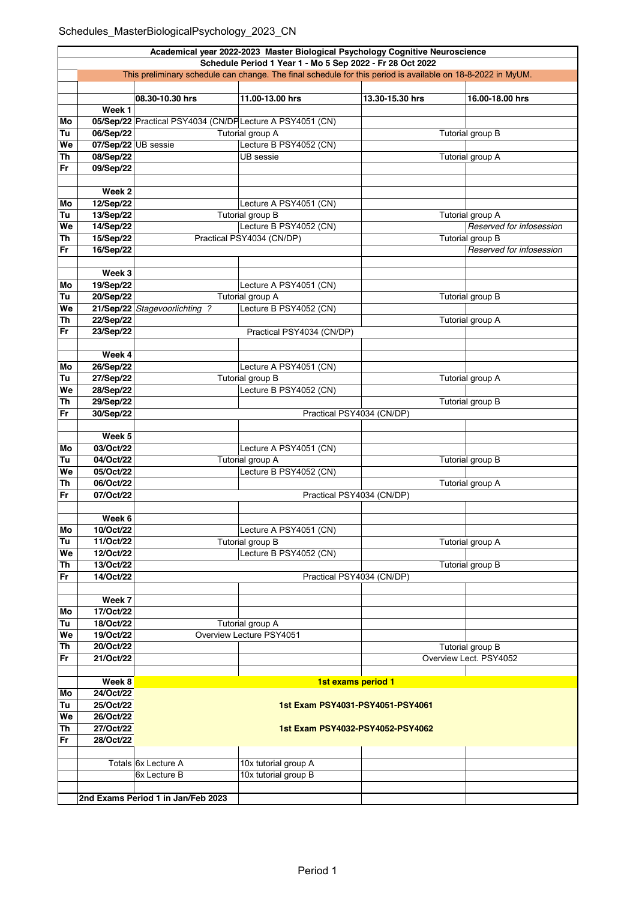Schedules_MasterBiologicalPsychology_2023_CN

**Academical year 2022-2023 Master Biological Psychology Cognitive Neuroscience**

**Schedule Period 1 Year 1 - Mo 5 Sep 2022 - Fr 28 Oct 2022**

This preliminary schedule can change. The final schedule for this period is available on 18-8-2022 in MyUM.

| | | 08.30-10.30 hrs | 11.00-13.00 hrs | 13.30-15.30 hrs | 16.00-18.00 hrs |
|---|---|---|---|---|---|
| | **Week 1** | | | | |
| Mo | 05/Sep/22 | Practical PSY4034 (CN/DP | Lecture A PSY4051 (CN) | | |
| Tu | 06/Sep/22 | Tutorial group A | | Tutorial group B | |
| We | 07/Sep/22 | UB sessie | Lecture B PSY4052 (CN) | | |
| Th | 08/Sep/22 | | UB sessie | Tutorial group A | |
| Fr | 09/Sep/22 | | | | |
| | | | | | |
| | **Week 2** | | | | |
| Mo | 12/Sep/22 | | Lecture A PSY4051 (CN) | | |
| Tu | 13/Sep/22 | Tutorial group B | | Tutorial group A | |
| We | 14/Sep/22 | | Lecture B PSY4052 (CN) | | *Reserved for infosession* |
| Th | 15/Sep/22 | Practical PSY4034 (CN/DP) | | Tutorial group B | |
| Fr | 16/Sep/22 | | | | *Reserved for infosession* |
| | | | | | |
| | **Week 3** | | | | |
| Mo | 19/Sep/22 | | Lecture A PSY4051 (CN) | | |
| Tu | 20/Sep/22 | Tutorial group A | | Tutorial group B | |
| We | 21/Sep/22 | *Stagevoorlichting ?* | Lecture B PSY4052 (CN) | | |
| Th | 22/Sep/22 | | | Tutorial group A | |
| Fr | 23/Sep/22 | | Practical PSY4034 (CN/DP) | | |
| | | | | | |
| | **Week 4** | | | | |
| Mo | 26/Sep/22 | | Lecture A PSY4051 (CN) | | |
| Tu | 27/Sep/22 | Tutorial group B | | Tutorial group A | |
| We | 28/Sep/22 | | Lecture B PSY4052 (CN) | | |
| Th | 29/Sep/22 | | | Tutorial group B | |
| Fr | 30/Sep/22 | Practical PSY4034 (CN/DP) | | | |
| | | | | | |
| | **Week 5** | | | | |
| Mo | 03/Oct/22 | | Lecture A PSY4051 (CN) | | |
| Tu | 04/Oct/22 | Tutorial group A | | Tutorial group B | |
| We | 05/Oct/22 | | Lecture B PSY4052 (CN) | | |
| Th | 06/Oct/22 | | | Tutorial group A | |
| Fr | 07/Oct/22 | Practical PSY4034 (CN/DP) | | | |
| | | | | | |
| | **Week 6** | | | | |
| Mo | 10/Oct/22 | | Lecture A PSY4051 (CN) | | |
| Tu | 11/Oct/22 | Tutorial group B | | Tutorial group A | |
| We | 12/Oct/22 | | Lecture B PSY4052 (CN) | | |
| Th | 13/Oct/22 | | | Tutorial group B | |
| Fr | 14/Oct/22 | Practical PSY4034 (CN/DP) | | | |
| | | | | | |
| | **Week 7** | | | | |
| Mo | 17/Oct/22 | | | | |
| Tu | 18/Oct/22 | Tutorial group A | | | |
| We | 19/Oct/22 | Overview Lecture PSY4051 | | | |
| Th | 20/Oct/22 | | | Tutorial group B | |
| Fr | 21/Oct/22 | | | Overview Lect. PSY4052 | |
| | | | | | |
| | **Week 8** | **1st exams period 1** | | | |
| Mo | 24/Oct/22 | | | | |
| Tu | 25/Oct/22 | **1st Exam PSY4031-PSY4051-PSY4061** | | | |
| We | 26/Oct/22 | | | | |
| Th | 27/Oct/22 | **1st Exam PSY4032-PSY4052-PSY4062** | | | |
| Fr | 28/Oct/22 | | | | |
| | | | | | |
| | Totals | 6x Lecture A | 10x tutorial group A | | |
| | | 6x Lecture B | 10x tutorial group B | | |
| | | | | | |
| | **2nd Exams Period 1 in Jan/Feb 2023** | | | | |

Period 1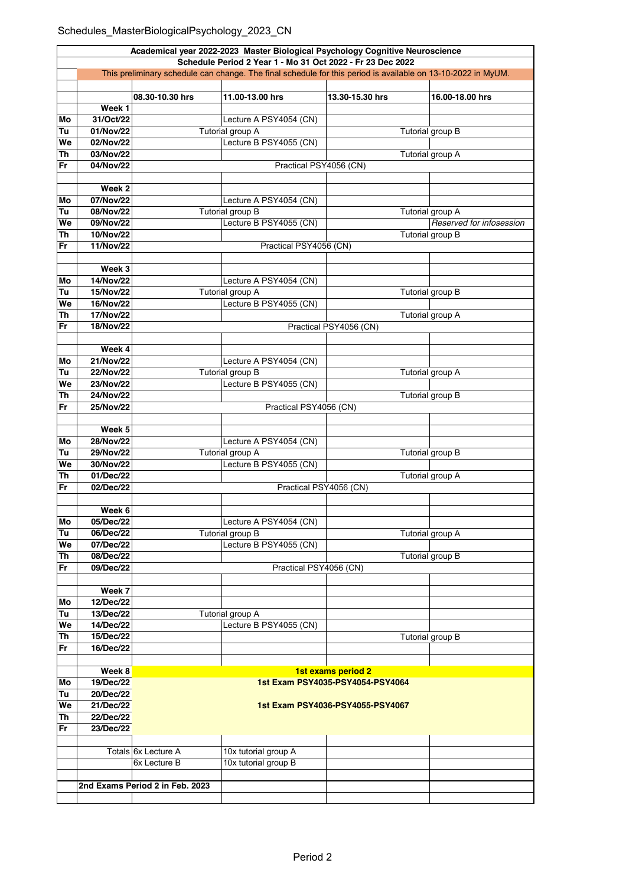| | | | | | |
|---|---|---|---|---|---|
| **Academical year 2022-2023 Master Biological Psychology Cognitive Neuroscience** | | | | | |
| **Schedule Period 2 Year 1 - Mo 31 Oct 2022 - Fr 23 Dec 2022** | | | | | |
| This preliminary schedule can change. The final schedule for this period is available on 13-10-2022 in MyUM. | | | | | |
| | | **08.30-10.30 hrs** | **11.00-13.00 hrs** | **13.30-15.30 hrs** | **16.00-18.00 hrs** |
| | **Week 1** | | | | |
| **Mo** | **31/Oct/22** | | Lecture A PSY4054 (CN) | | |
| **Tu** | **01/Nov/22** | Tutorial group A | | Tutorial group B | |
| **We** | **02/Nov/22** | | Lecture B PSY4055 (CN) | | |
| **Th** | **03/Nov/22** | | | Tutorial group A | |
| **Fr** | **04/Nov/22** | Practical PSY4056 (CN) | | | |
| | **Week 2** | | | | |
| **Mo** | **07/Nov/22** | | Lecture A PSY4054 (CN) | | |
| **Tu** | **08/Nov/22** | Tutorial group B | | Tutorial group A | |
| **We** | **09/Nov/22** | | Lecture B PSY4055 (CN) | | *Reserved for infosession* |
| **Th** | **10/Nov/22** | | | Tutorial group B | |
| **Fr** | **11/Nov/22** | Practical PSY4056 (CN) | | | |
| | **Week 3** | | | | |
| **Mo** | **14/Nov/22** | | Lecture A PSY4054 (CN) | | |
| **Tu** | **15/Nov/22** | Tutorial group A | | Tutorial group B | |
| **We** | **16/Nov/22** | | Lecture B PSY4055 (CN) | | |
| **Th** | **17/Nov/22** | | | Tutorial group A | |
| **Fr** | **18/Nov/22** | Practical PSY4056 (CN) | | | |
| | **Week 4** | | | | |
| **Mo** | **21/Nov/22** | | Lecture A PSY4054 (CN) | | |
| **Tu** | **22/Nov/22** | Tutorial group B | | Tutorial group A | |
| **We** | **23/Nov/22** | | Lecture B PSY4055 (CN) | | |
| **Th** | **24/Nov/22** | | | Tutorial group B | |
| **Fr** | **25/Nov/22** | Practical PSY4056 (CN) | | | |
| | **Week 5** | | | | |
| **Mo** | **28/Nov/22** | | Lecture A PSY4054 (CN) | | |
| **Tu** | **29/Nov/22** | Tutorial group A | | Tutorial group B | |
| **We** | **30/Nov/22** | | Lecture B PSY4055 (CN) | | |
| **Th** | **01/Dec/22** | | | Tutorial group A | |
| **Fr** | **02/Dec/22** | Practical PSY4056 (CN) | | | |
| | **Week 6** | | | | |
| **Mo** | **05/Dec/22** | | Lecture A PSY4054 (CN) | | |
| **Tu** | **06/Dec/22** | Tutorial group B | | Tutorial group A | |
| **We** | **07/Dec/22** | | Lecture B PSY4055 (CN) | | |
| **Th** | **08/Dec/22** | | | Tutorial group B | |
| **Fr** | **09/Dec/22** | Practical PSY4056 (CN) | | | |
| | **Week 7** | | | | |
| **Mo** | **12/Dec/22** | | | | |
| **Tu** | **13/Dec/22** | Tutorial group A | | | |
| **We** | **14/Dec/22** | | Lecture B PSY4055 (CN) | | |
| **Th** | **15/Dec/22** | | | Tutorial group B | |
| **Fr** | **16/Dec/22** | | | | |
| | **Week 8** | **1st exams period 2** | | | |
| **Mo** | **19/Dec/22** | **1st Exam PSY4035-PSY4054-PSY4064** | | | |
| **Tu** | **20/Dec/22** | | | | |
| **We** | **21/Dec/22** | **1st Exam PSY4036-PSY4055-PSY4067** | | | |
| **Th** | **22/Dec/22** | | | | |
| **Fr** | **23/Dec/22** | | | | |
| | Totals | 6x Lecture A | 10x tutorial group A | | |
| | | 6x Lecture B | 10x tutorial group B | | |
| | **2nd Exams Period 2 in Feb. 2023** | | | | |